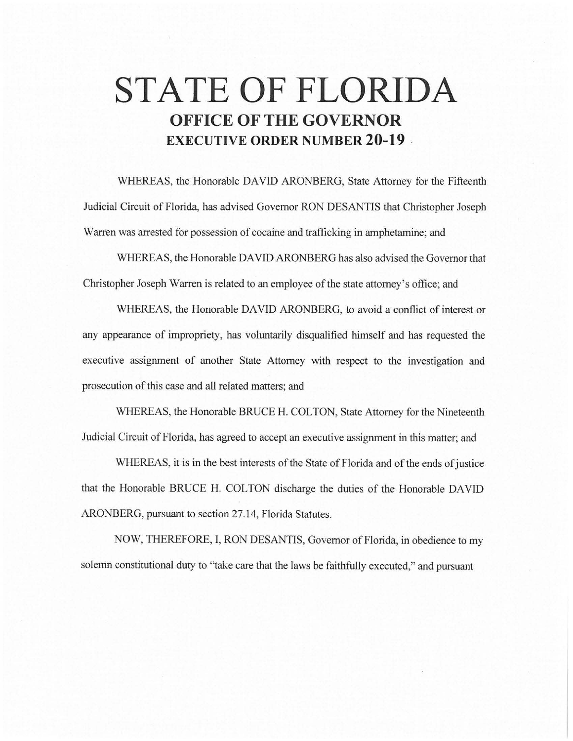# STATE OF FLORIDA
## OFFICE OF THE GOVERNOR
### EXECUTIVE ORDER NUMBER 20-19

WHEREAS, the Honorable DAVID ARONBERG, State Attorney for the Fifteenth Judicial Circuit of Florida, has advised Governor RON DESANTIS that Christopher Joseph Warren was arrested for possession of cocaine and trafficking in amphetamine; and

WHEREAS, the Honorable DAVID ARONBERG has also advised the Governor that Christopher Joseph Warren is related to an employee of the state attorney's office; and

WHEREAS, the Honorable DAVID ARONBERG, to avoid a conflict of interest or any appearance of impropriety, has voluntarily disqualified himself and has requested the executive assignment of another State Attorney with respect to the investigation and prosecution of this case and all related matters; and

WHEREAS, the Honorable BRUCE H. COLTON, State Attorney for the Nineteenth Judicial Circuit of Florida, has agreed to accept an executive assignment in this matter; and

WHEREAS, it is in the best interests of the State of Florida and of the ends of justice that the Honorable BRUCE H. COLTON discharge the duties of the Honorable DAVID ARONBERG, pursuant to section 27.14, Florida Statutes.

NOW, THEREFORE, I, RON DESANTIS, Governor of Florida, in obedience to my solemn constitutional duty to "take care that the laws be faithfully executed," and pursuant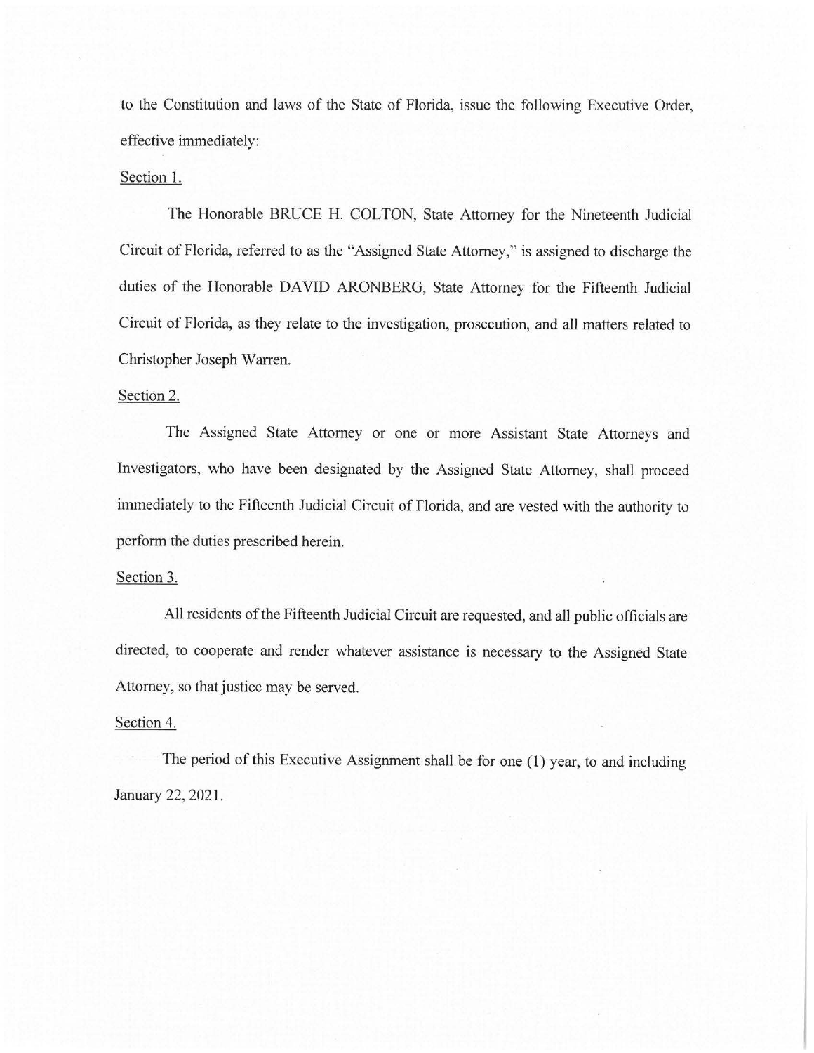to the Constitution and laws of the State of Florida, issue the following Executive Order, effective immediately:

Section 1.

The Honorable BRUCE H. COLTON, State Attorney for the Nineteenth Judicial Circuit of Florida, referred to as the "Assigned State Attorney," is assigned to discharge the duties of the Honorable DAVID ARONBERG, State Attorney for the Fifteenth Judicial Circuit of Florida, as they relate to the investigation, prosecution, and all matters related to Christopher Joseph Warren.

Section 2.

The Assigned State Attorney or one or more Assistant State Attorneys and Investigators, who have been designated by the Assigned State Attorney, shall proceed immediately to the Fifteenth Judicial Circuit of Florida, and are vested with the authority to perform the duties prescribed herein.

Section 3.

All residents of the Fifteenth Judicial Circuit are requested, and all public officials are directed, to cooperate and render whatever assistance is necessary to the Assigned State Attorney, so that justice may be served.

Section 4.

The period of this Executive Assignment shall be for one (1) year, to and including January 22, 2021.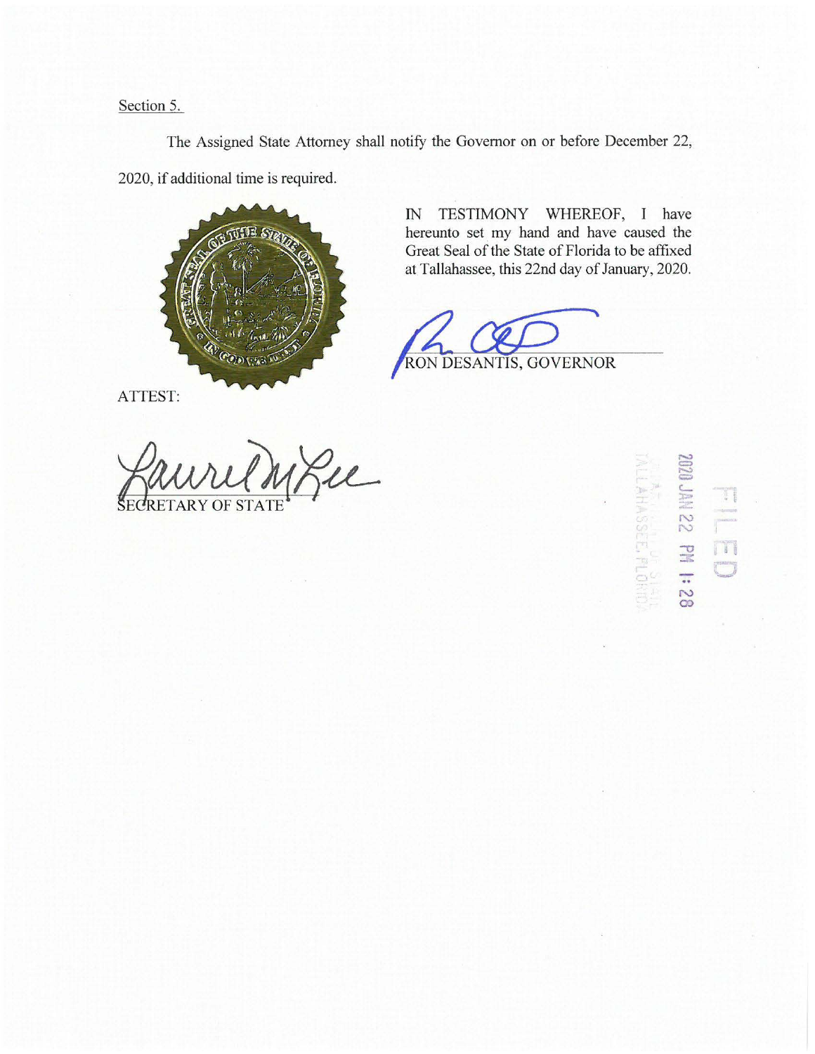Section 5.

The Assigned State Attorney shall notify the Governor on or before December 22, 2020, if additional time is required.

IN TESTIMONY WHEREOF, I have hereunto set my hand and have caused the Great Seal of the State of Florida to be affixed at Tallahassee, this 22nd day of January, 2020.

RON DESANTIS, GOVERNOR

ATTEST:

SECRETARY OF STATE

FILED

2020 JAN 22 PM 1:28

TALLAHASSEE, FLORIDA